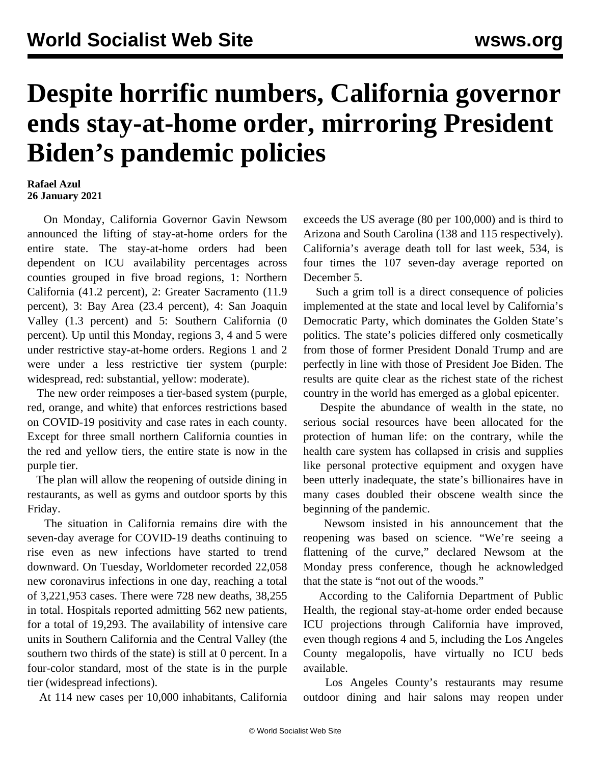# Despite horrific numbers, California governor ends stay-at-home order, mirroring President Biden's pandemic policies

**Rafael Azul**
**26 January 2021**

On Monday, California Governor Gavin Newsom announced the lifting of stay-at-home orders for the entire state. The stay-at-home orders had been dependent on ICU availability percentages across counties grouped in five broad regions, 1: Northern California (41.2 percent), 2: Greater Sacramento (11.9 percent), 3: Bay Area (23.4 percent), 4: San Joaquin Valley (1.3 percent) and 5: Southern California (0 percent). Up until this Monday, regions 3, 4 and 5 were under restrictive stay-at-home orders. Regions 1 and 2 were under a less restrictive tier system (purple: widespread, red: substantial, yellow: moderate).

The new order reimposes a tier-based system (purple, red, orange, and white) that enforces restrictions based on COVID-19 positivity and case rates in each county. Except for three small northern California counties in the red and yellow tiers, the entire state is now in the purple tier.

The plan will allow the reopening of outside dining in restaurants, as well as gyms and outdoor sports by this Friday.

The situation in California remains dire with the seven-day average for COVID-19 deaths continuing to rise even as new infections have started to trend downward. On Tuesday, Worldometer recorded 22,058 new coronavirus infections in one day, reaching a total of 3,221,953 cases. There were 728 new deaths, 38,255 in total. Hospitals reported admitting 562 new patients, for a total of 19,293. The availability of intensive care units in Southern California and the Central Valley (the southern two thirds of the state) is still at 0 percent. In a four-color standard, most of the state is in the purple tier (widespread infections).

At 114 new cases per 10,000 inhabitants, California exceeds the US average (80 per 100,000) and is third to Arizona and South Carolina (138 and 115 respectively). California's average death toll for last week, 534, is four times the 107 seven-day average reported on December 5.

Such a grim toll is a direct consequence of policies implemented at the state and local level by California's Democratic Party, which dominates the Golden State's politics. The state's policies differed only cosmetically from those of former President Donald Trump and are perfectly in line with those of President Joe Biden. The results are quite clear as the richest state of the richest country in the world has emerged as a global epicenter.

Despite the abundance of wealth in the state, no serious social resources have been allocated for the protection of human life: on the contrary, while the health care system has collapsed in crisis and supplies like personal protective equipment and oxygen have been utterly inadequate, the state's billionaires have in many cases doubled their obscene wealth since the beginning of the pandemic.

Newsom insisted in his announcement that the reopening was based on science. "We're seeing a flattening of the curve," declared Newsom at the Monday press conference, though he acknowledged that the state is "not out of the woods."

According to the California Department of Public Health, the regional stay-at-home order ended because ICU projections through California have improved, even though regions 4 and 5, including the Los Angeles County megalopolis, have virtually no ICU beds available.

Los Angeles County's restaurants may resume outdoor dining and hair salons may reopen under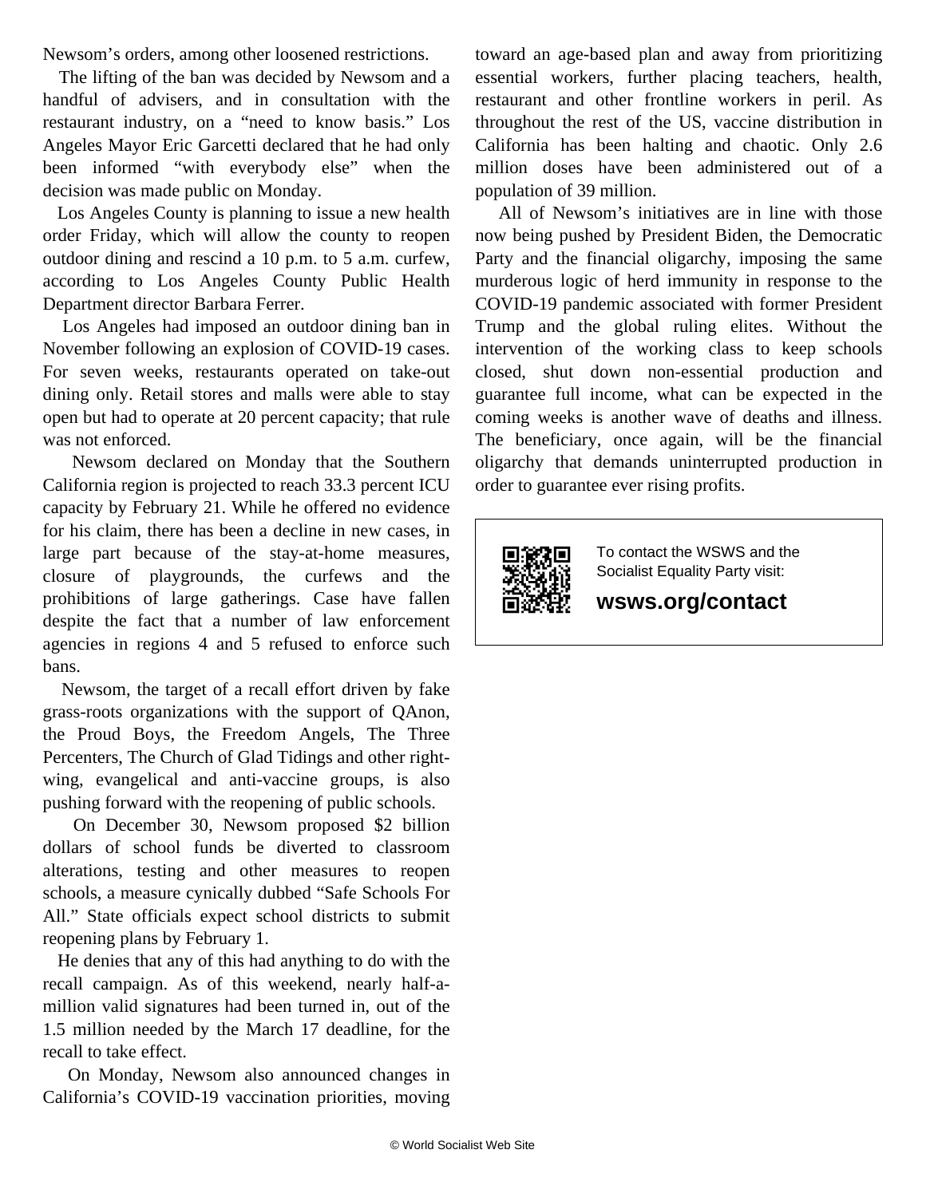Newsom's orders, among other loosened restrictions.

The lifting of the ban was decided by Newsom and a handful of advisers, and in consultation with the restaurant industry, on a "need to know basis." Los Angeles Mayor Eric Garcetti declared that he had only been informed "with everybody else" when the decision was made public on Monday.

Los Angeles County is planning to issue a new health order Friday, which will allow the county to reopen outdoor dining and rescind a 10 p.m. to 5 a.m. curfew, according to Los Angeles County Public Health Department director Barbara Ferrer.

Los Angeles had imposed an outdoor dining ban in November following an explosion of COVID-19 cases. For seven weeks, restaurants operated on take-out dining only. Retail stores and malls were able to stay open but had to operate at 20 percent capacity; that rule was not enforced.

Newsom declared on Monday that the Southern California region is projected to reach 33.3 percent ICU capacity by February 21. While he offered no evidence for his claim, there has been a decline in new cases, in large part because of the stay-at-home measures, closure of playgrounds, the curfews and the prohibitions of large gatherings. Case have fallen despite the fact that a number of law enforcement agencies in regions 4 and 5 refused to enforce such bans.

Newsom, the target of a recall effort driven by fake grass-roots organizations with the support of QAnon, the Proud Boys, the Freedom Angels, The Three Percenters, The Church of Glad Tidings and other right-wing, evangelical and anti-vaccine groups, is also pushing forward with the reopening of public schools.

On December 30, Newsom proposed $2 billion dollars of school funds be diverted to classroom alterations, testing and other measures to reopen schools, a measure cynically dubbed "Safe Schools For All." State officials expect school districts to submit reopening plans by February 1.

He denies that any of this had anything to do with the recall campaign. As of this weekend, nearly half-a-million valid signatures had been turned in, out of the 1.5 million needed by the March 17 deadline, for the recall to take effect.

On Monday, Newsom also announced changes in California's COVID-19 vaccination priorities, moving toward an age-based plan and away from prioritizing essential workers, further placing teachers, health, restaurant and other frontline workers in peril. As throughout the rest of the US, vaccine distribution in California has been halting and chaotic. Only 2.6 million doses have been administered out of a population of 39 million.

All of Newsom's initiatives are in line with those now being pushed by President Biden, the Democratic Party and the financial oligarchy, imposing the same murderous logic of herd immunity in response to the COVID-19 pandemic associated with former President Trump and the global ruling elites. Without the intervention of the working class to keep schools closed, shut down non-essential production and guarantee full income, what can be expected in the coming weeks is another wave of deaths and illness. The beneficiary, once again, will be the financial oligarchy that demands uninterrupted production in order to guarantee ever rising profits.

To contact the WSWS and the Socialist Equality Party visit:

**wsws.org/contact**